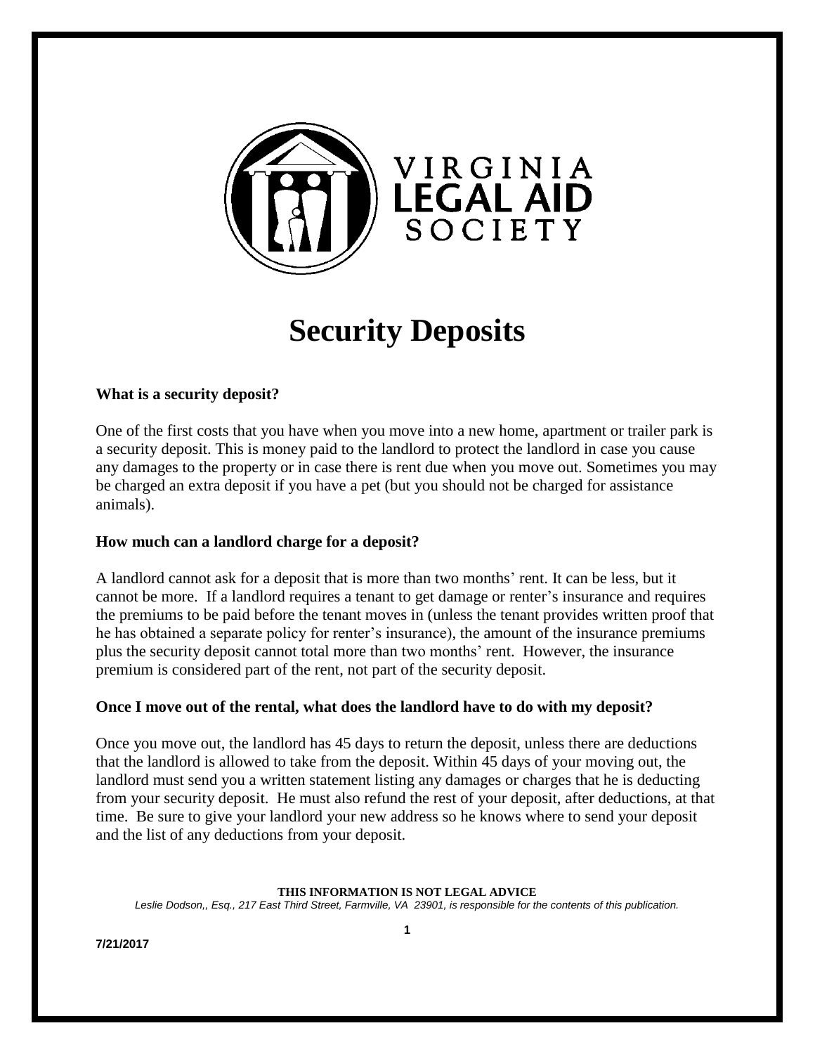VIRGINIA LEGAL AID SOCIETY

# Security Deposits

**What is a security deposit?**

One of the first costs that you have when you move into a new home, apartment or trailer park is a security deposit. This is money paid to the landlord to protect the landlord in case you cause any damages to the property or in case there is rent due when you move out. Sometimes you may be charged an extra deposit if you have a pet (but you should not be charged for assistance animals).

**How much can a landlord charge for a deposit?**

A landlord cannot ask for a deposit that is more than two months' rent. It can be less, but it cannot be more. If a landlord requires a tenant to get damage or renter's insurance and requires the premiums to be paid before the tenant moves in (unless the tenant provides written proof that he has obtained a separate policy for renter's insurance), the amount of the insurance premiums plus the security deposit cannot total more than two months' rent. However, the insurance premium is considered part of the rent, not part of the security deposit.

**Once I move out of the rental, what does the landlord have to do with my deposit?**

Once you move out, the landlord has 45 days to return the deposit, unless there are deductions that the landlord is allowed to take from the deposit. Within 45 days of your moving out, the landlord must send you a written statement listing any damages or charges that he is deducting from your security deposit. He must also refund the rest of your deposit, after deductions, at that time. Be sure to give your landlord your new address so he knows where to send your deposit and the list of any deductions from your deposit.

**THIS INFORMATION IS NOT LEGAL ADVICE**

*Leslie Dodson,, Esq., 217 East Third Street, Farmville, VA 23901, is responsible for the contents of this publication.*

**7/21/2017**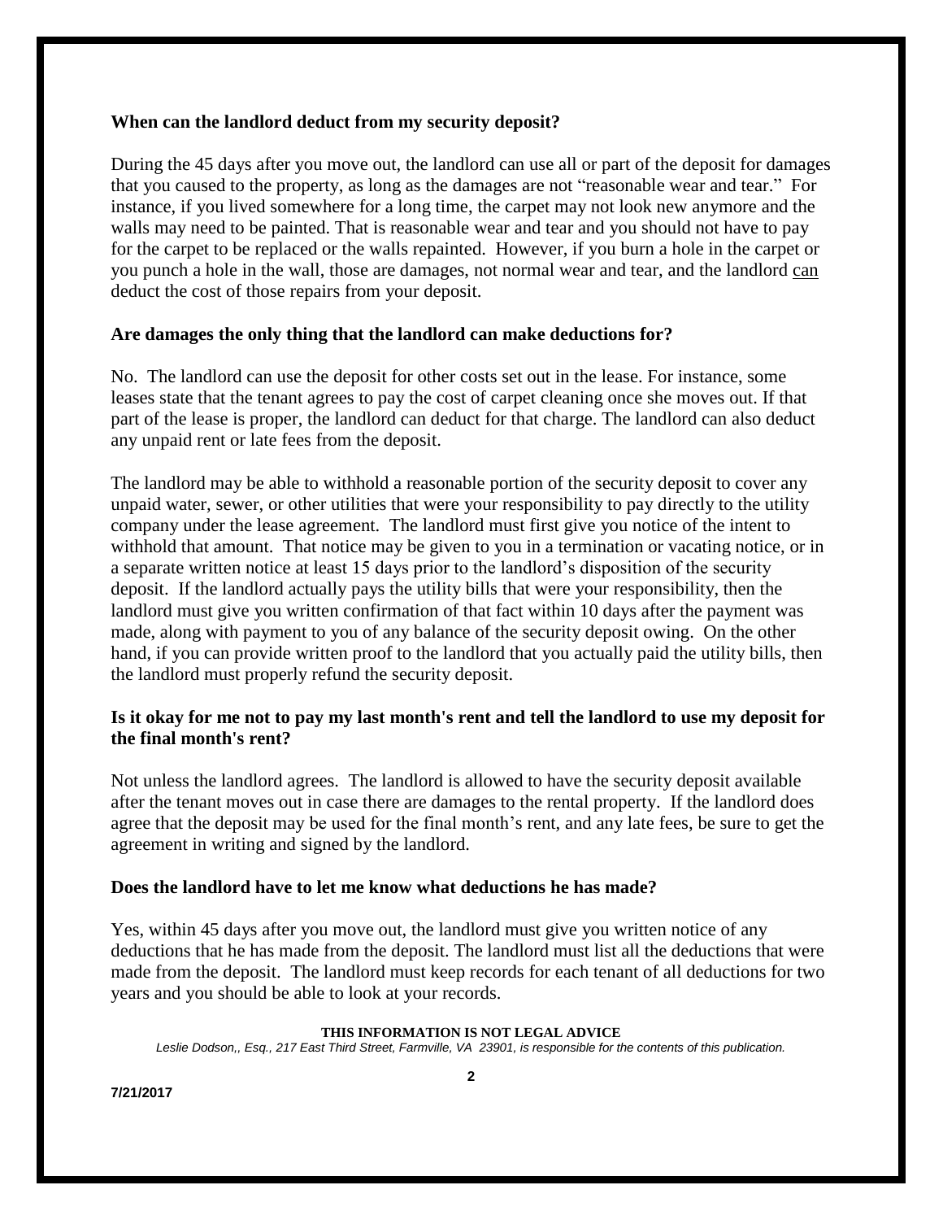**When can the landlord deduct from my security deposit?**

During the 45 days after you move out, the landlord can use all or part of the deposit for damages that you caused to the property, as long as the damages are not "reasonable wear and tear." For instance, if you lived somewhere for a long time, the carpet may not look new anymore and the walls may need to be painted. That is reasonable wear and tear and you should not have to pay for the carpet to be replaced or the walls repainted. However, if you burn a hole in the carpet or you punch a hole in the wall, those are damages, not normal wear and tear, and the landlord <u>can</u> deduct the cost of those repairs from your deposit.

**Are damages the only thing that the landlord can make deductions for?**

No. The landlord can use the deposit for other costs set out in the lease. For instance, some leases state that the tenant agrees to pay the cost of carpet cleaning once she moves out. If that part of the lease is proper, the landlord can deduct for that charge. The landlord can also deduct any unpaid rent or late fees from the deposit.

The landlord may be able to withhold a reasonable portion of the security deposit to cover any unpaid water, sewer, or other utilities that were your responsibility to pay directly to the utility company under the lease agreement. The landlord must first give you notice of the intent to withhold that amount. That notice may be given to you in a termination or vacating notice, or in a separate written notice at least 15 days prior to the landlord's disposition of the security deposit. If the landlord actually pays the utility bills that were your responsibility, then the landlord must give you written confirmation of that fact within 10 days after the payment was made, along with payment to you of any balance of the security deposit owing. On the other hand, if you can provide written proof to the landlord that you actually paid the utility bills, then the landlord must properly refund the security deposit.

**Is it okay for me not to pay my last month's rent and tell the landlord to use my deposit for the final month's rent?**

Not unless the landlord agrees. The landlord is allowed to have the security deposit available after the tenant moves out in case there are damages to the rental property. If the landlord does agree that the deposit may be used for the final month's rent, and any late fees, be sure to get the agreement in writing and signed by the landlord.

**Does the landlord have to let me know what deductions he has made?**

Yes, within 45 days after you move out, the landlord must give you written notice of any deductions that he has made from the deposit. The landlord must list all the deductions that were made from the deposit. The landlord must keep records for each tenant of all deductions for two years and you should be able to look at your records.

**THIS INFORMATION IS NOT LEGAL ADVICE**

*Leslie Dodson,, Esq., 217 East Third Street, Farmville, VA 23901, is responsible for the contents of this publication.*

**7/21/2017**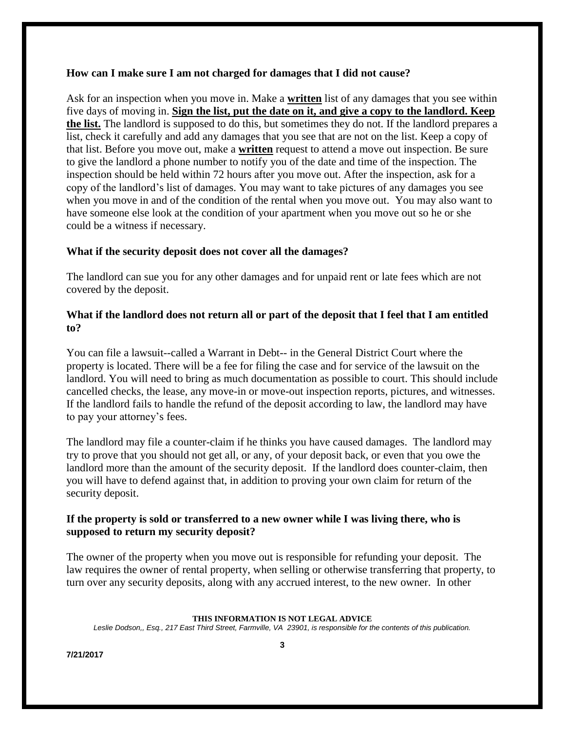### How can I make sure I am not charged for damages that I did not cause?

Ask for an inspection when you move in. Make a **written** list of any damages that you see within five days of moving in. **Sign the list, put the date on it, and give a copy to the landlord. Keep the list.** The landlord is supposed to do this, but sometimes they do not. If the landlord prepares a list, check it carefully and add any damages that you see that are not on the list. Keep a copy of that list. Before you move out, make a **written** request to attend a move out inspection. Be sure to give the landlord a phone number to notify you of the date and time of the inspection. The inspection should be held within 72 hours after you move out. After the inspection, ask for a copy of the landlord's list of damages. You may want to take pictures of any damages you see when you move in and of the condition of the rental when you move out. You may also want to have someone else look at the condition of your apartment when you move out so he or she could be a witness if necessary.

### What if the security deposit does not cover all the damages?

The landlord can sue you for any other damages and for unpaid rent or late fees which are not covered by the deposit.

### What if the landlord does not return all or part of the deposit that I feel that I am entitled to?

You can file a lawsuit--called a Warrant in Debt-- in the General District Court where the property is located. There will be a fee for filing the case and for service of the lawsuit on the landlord. You will need to bring as much documentation as possible to court. This should include cancelled checks, the lease, any move-in or move-out inspection reports, pictures, and witnesses. If the landlord fails to handle the refund of the deposit according to law, the landlord may have to pay your attorney's fees.

The landlord may file a counter-claim if he thinks you have caused damages. The landlord may try to prove that you should not get all, or any, of your deposit back, or even that you owe the landlord more than the amount of the security deposit. If the landlord does counter-claim, then you will have to defend against that, in addition to proving your own claim for return of the security deposit.

### If the property is sold or transferred to a new owner while I was living there, who is supposed to return my security deposit?

The owner of the property when you move out is responsible for refunding your deposit. The law requires the owner of rental property, when selling or otherwise transferring that property, to turn over any security deposits, along with any accrued interest, to the new owner. In other

**THIS INFORMATION IS NOT LEGAL ADVICE**

*Leslie Dodson,, Esq., 217 East Third Street, Farmville, VA 23901, is responsible for the contents of this publication.*

**7/21/2017**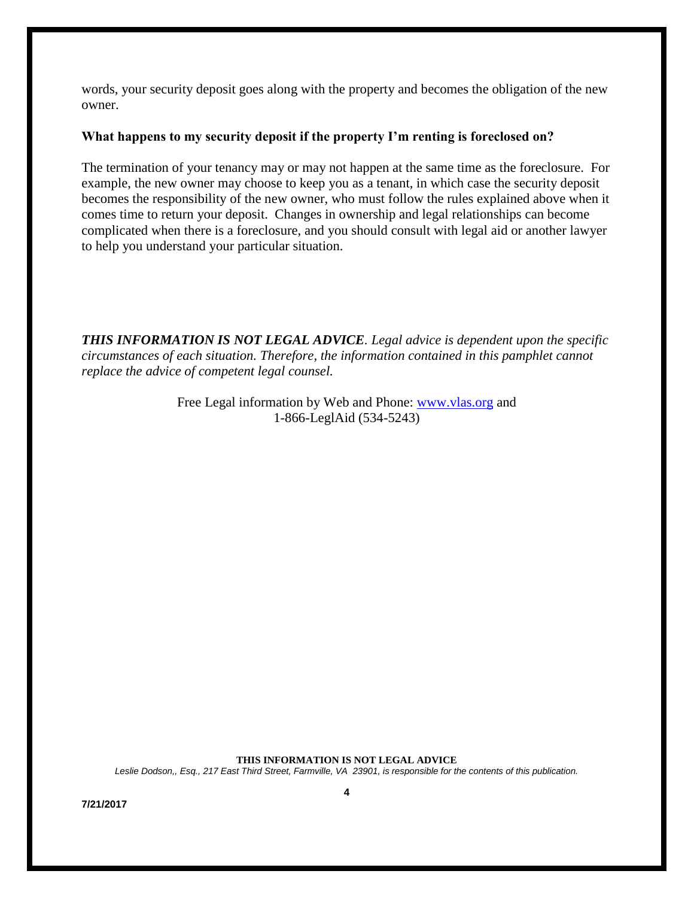words, your security deposit goes along with the property and becomes the obligation of the new owner.

**What happens to my security deposit if the property I'm renting is foreclosed on?**

The termination of your tenancy may or may not happen at the same time as the foreclosure. For example, the new owner may choose to keep you as a tenant, in which case the security deposit becomes the responsibility of the new owner, who must follow the rules explained above when it comes time to return your deposit. Changes in ownership and legal relationships can become complicated when there is a foreclosure, and you should consult with legal aid or another lawyer to help you understand your particular situation.

***THIS INFORMATION IS NOT LEGAL ADVICE****. Legal advice is dependent upon the specific circumstances of each situation. Therefore, the information contained in this pamphlet cannot replace the advice of competent legal counsel.*

Free Legal information by Web and Phone: [www.vlas.org](http://www.vlas.org) and 1-866-LeglAid (534-5243)

**THIS INFORMATION IS NOT LEGAL ADVICE**

*Leslie Dodson,, Esq., 217 East Third Street, Farmville, VA 23901, is responsible for the contents of this publication.*

**7/21/2017**